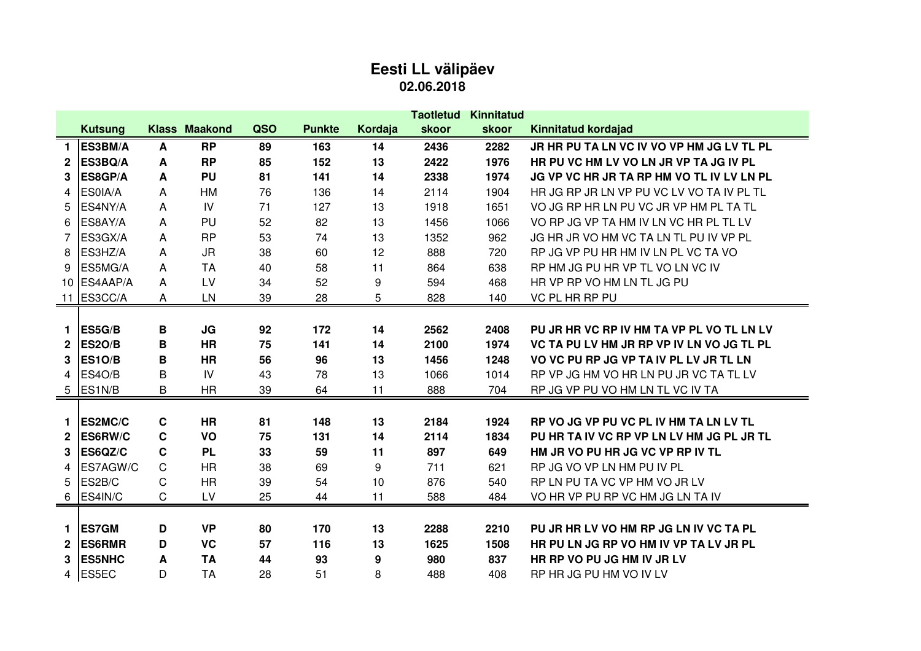# Eesti LL välipäev

**02.06.2018**

| | Kutsung | Klass | Maakond | QSO | Punkte | Kordaja | Taotletud skoor | Kinnitatud skoor | Kinnitatud kordajad |
|---|---|---|---|---|---|---|---|---|---|
| **1** | **ES3BM/A** | **A** | **RP** | **89** | **163** | **14** | **2436** | **2282** | **JR HR PU TA LN VC IV VO VP HM JG LV TL PL** |
| **2** | **ES3BQ/A** | **A** | **RP** | **85** | **152** | **13** | **2422** | **1976** | **HR PU VC HM LV VO LN JR VP TA JG IV PL** |
| **3** | **ES8GP/A** | **A** | **PU** | **81** | **141** | **14** | **2338** | **1974** | **JG VP VC HR JR TA RP HM VO TL IV LV LN PL** |
| 4 | ES0IA/A | A | HM | 76 | 136 | 14 | 2114 | 1904 | HR JG RP JR LN VP PU VC LV VO TA IV PL TL |
| 5 | ES4NY/A | A | IV | 71 | 127 | 13 | 1918 | 1651 | VO JG RP HR LN PU VC JR VP HM PL TA TL |
| 6 | ES8AY/A | A | PU | 52 | 82 | 13 | 1456 | 1066 | VO RP JG VP TA HM IV LN VC HR PL TL LV |
| 7 | ES3GX/A | A | RP | 53 | 74 | 13 | 1352 | 962 | JG HR JR VO HM VC TA LN TL PU IV VP PL |
| 8 | ES3HZ/A | A | JR | 38 | 60 | 12 | 888 | 720 | RP JG VP PU HR HM IV LN PL VC TA VO |
| 9 | ES5MG/A | A | TA | 40 | 58 | 11 | 864 | 638 | RP HM JG PU HR VP TL VO LN VC IV |
| 10 | ES4AAP/A | A | LV | 34 | 52 | 9 | 594 | 468 | HR VP RP VO HM LN TL JG PU |
| 11 | ES3CC/A | A | LN | 39 | 28 | 5 | 828 | 140 | VC PL HR RP PU |
| | | | | | | | | | |
| **1** | **ES5G/B** | **B** | **JG** | **92** | **172** | **14** | **2562** | **2408** | **PU JR HR VC RP IV HM TA VP PL VO TL LN LV** |
| **2** | **ES2O/B** | **B** | **HR** | **75** | **141** | **14** | **2100** | **1974** | **VC TA PU LV HM JR RP VP IV LN VO JG TL PL** |
| **3** | **ES1O/B** | **B** | **HR** | **56** | **96** | **13** | **1456** | **1248** | **VO VC PU RP JG VP TA IV PL LV JR TL LN** |
| 4 | ES4O/B | B | IV | 43 | 78 | 13 | 1066 | 1014 | RP VP JG HM VO HR LN PU JR VC TA TL LV |
| 5 | ES1N/B | B | HR | 39 | 64 | 11 | 888 | 704 | RP JG VP PU VO HM LN TL VC IV TA |
| | | | | | | | | | |
| **1** | **ES2MC/C** | **C** | **HR** | **81** | **148** | **13** | **2184** | **1924** | **RP VO JG VP PU VC PL IV HM TA LN LV TL** |
| **2** | **ES6RW/C** | **C** | **VO** | **75** | **131** | **14** | **2114** | **1834** | **PU HR TA IV VC RP VP LN LV HM JG PL JR TL** |
| **3** | **ES6QZ/C** | **C** | **PL** | **33** | **59** | **11** | **897** | **649** | **HM JR VO PU HR JG VC VP RP IV TL** |
| 4 | ES7AGW/C | C | HR | 38 | 69 | 9 | 711 | 621 | RP JG VO VP LN HM PU IV PL |
| 5 | ES2B/C | C | HR | 39 | 54 | 10 | 876 | 540 | RP LN PU TA VC VP HM VO JR LV |
| 6 | ES4IN/C | C | LV | 25 | 44 | 11 | 588 | 484 | VO HR VP PU RP VC HM JG LN TA IV |
| | | | | | | | | | |
| **1** | **ES7GM** | **D** | **VP** | **80** | **170** | **13** | **2288** | **2210** | **PU JR HR LV VO HM RP JG LN IV VC TA PL** |
| **2** | **ES6RMR** | **D** | **VC** | **57** | **116** | **13** | **1625** | **1508** | **HR PU LN JG RP VO HM IV VP TA LV JR PL** |
| **3** | **ES5NHC** | **A** | **TA** | **44** | **93** | **9** | **980** | **837** | **HR RP VO PU JG HM IV JR LV** |
| 4 | ES5EC | D | TA | 28 | 51 | 8 | 488 | 408 | RP HR JG PU HM VO IV LV |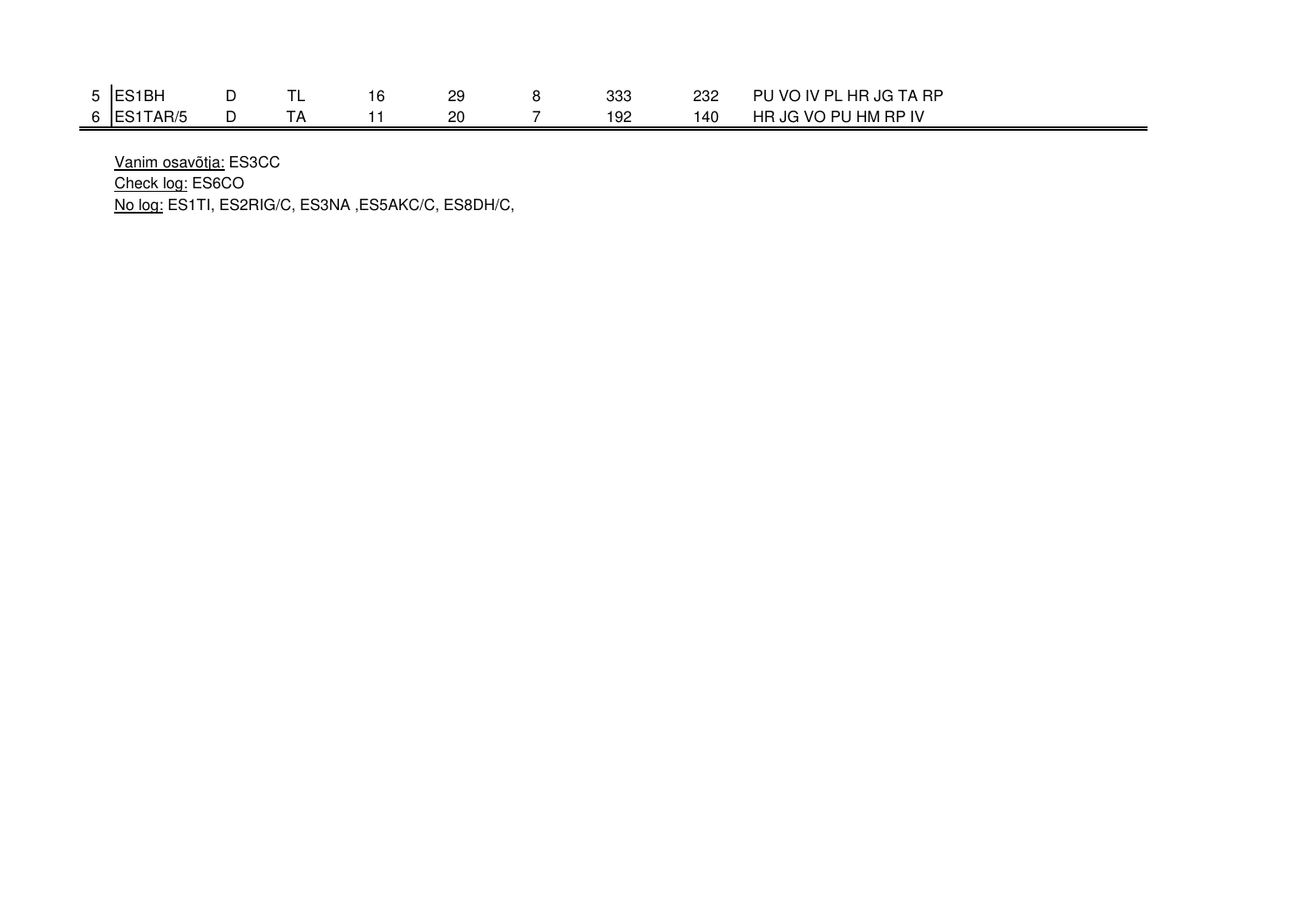| | | | | | | | | | |
|---|---|---|---|---|---|---|---|---|---|
| 5 | ES1BH | D | TL | 16 | 29 | 8 | 333 | 232 | PU VO IV PL HR JG TA RP |
| 6 | ES1TAR/5 | D | TA | 11 | 20 | 7 | 192 | 140 | HR JG VO PU HM RP IV |

Vanim osavõtja: ES3CC

Check log: ES6CO

No log: ES1TI, ES2RIG/C, ES3NA ,ES5AKC/C, ES8DH/C,